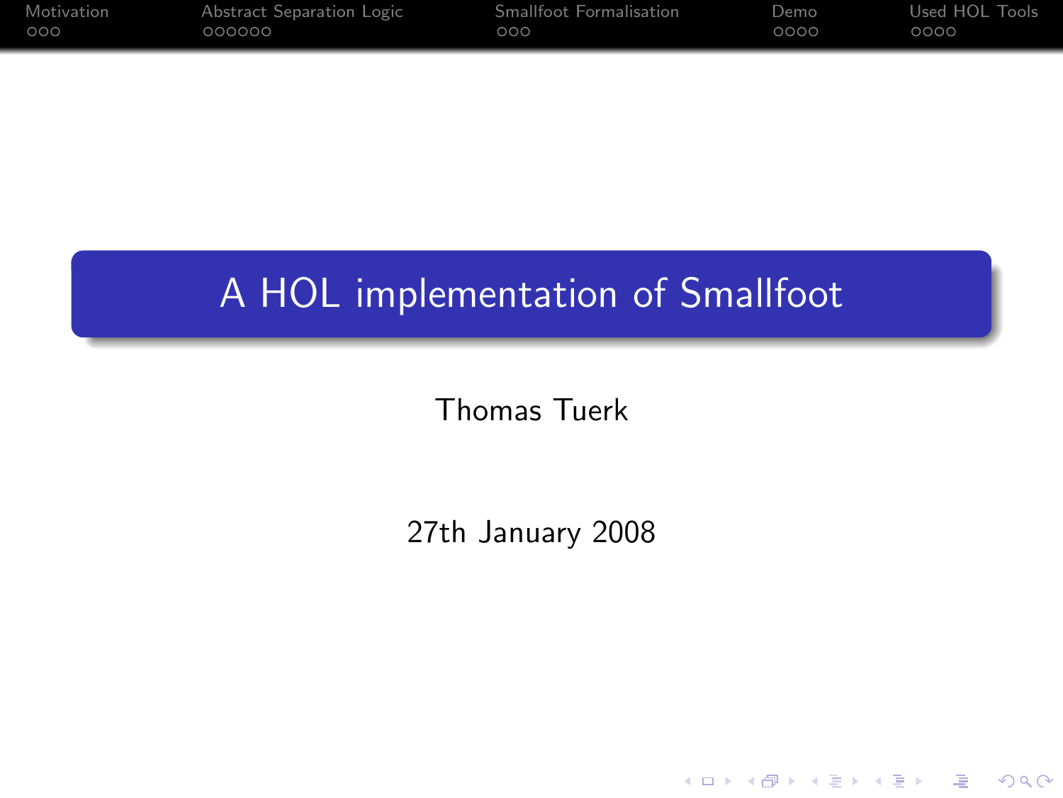# A HOL implementation of Smallfoot

Thomas Tuerk

27th January 2008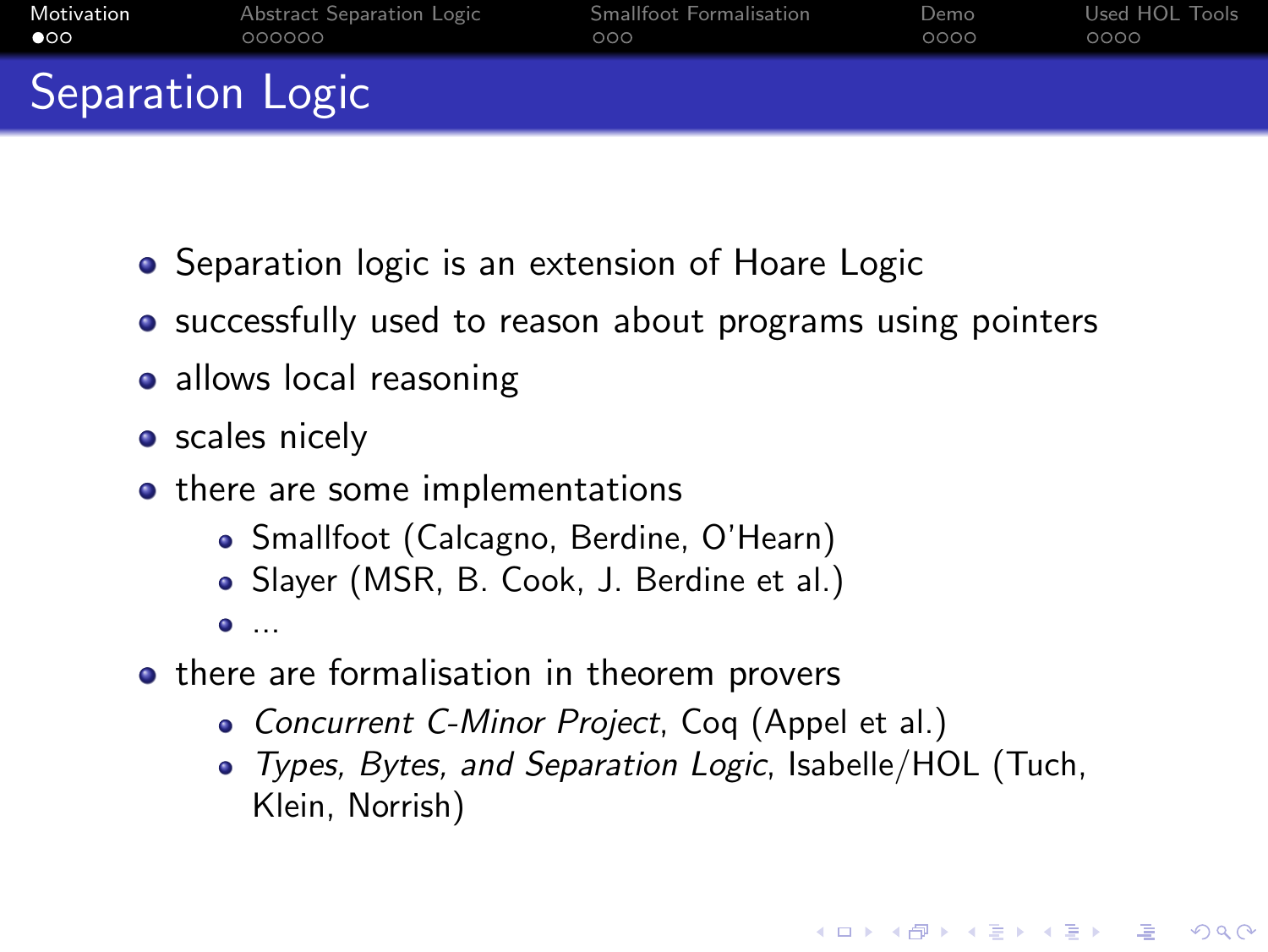# Separation Logic

- Separation logic is an extension of Hoare Logic
- successfully used to reason about programs using pointers
- allows local reasoning
- scales nicely
- there are some implementations
  - Smallfoot (Calcagno, Berdine, O'Hearn)
  - Slayer (MSR, B. Cook, J. Berdine et al.)
  - ...
- there are formalisation in theorem provers
  - *Concurrent C-Minor Project*, Coq (Appel et al.)
  - *Types, Bytes, and Separation Logic*, Isabelle/HOL (Tuch, Klein, Norrish)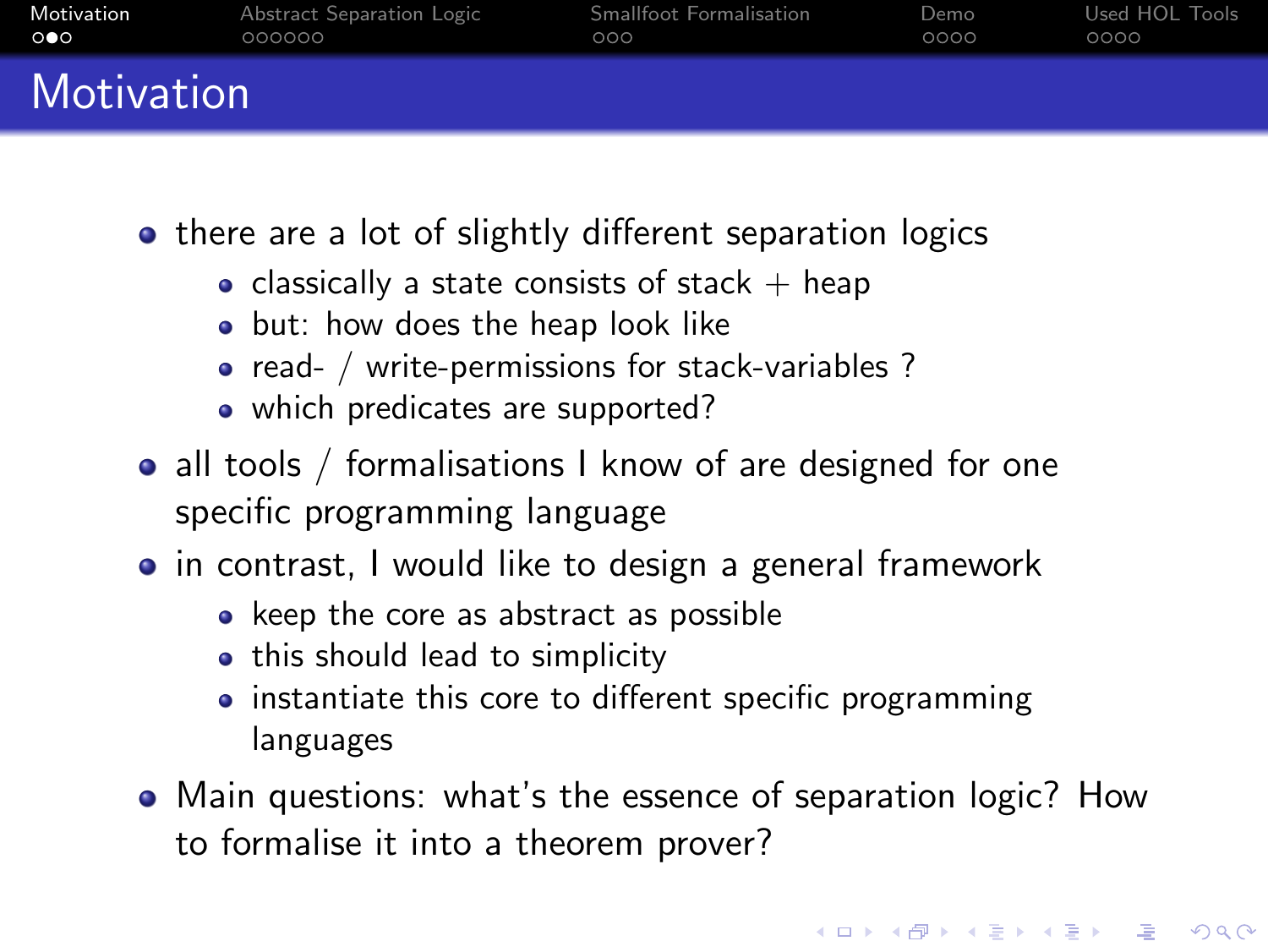# Motivation

- there are a lot of slightly different separation logics
  - classically a state consists of stack + heap
  - but: how does the heap look like
  - read- / write-permissions for stack-variables ?
  - which predicates are supported?
- all tools / formalisations I know of are designed for one specific programming language
- in contrast, I would like to design a general framework
  - keep the core as abstract as possible
  - this should lead to simplicity
  - instantiate this core to different specific programming languages
- Main questions: what's the essence of separation logic? How to formalise it into a theorem prover?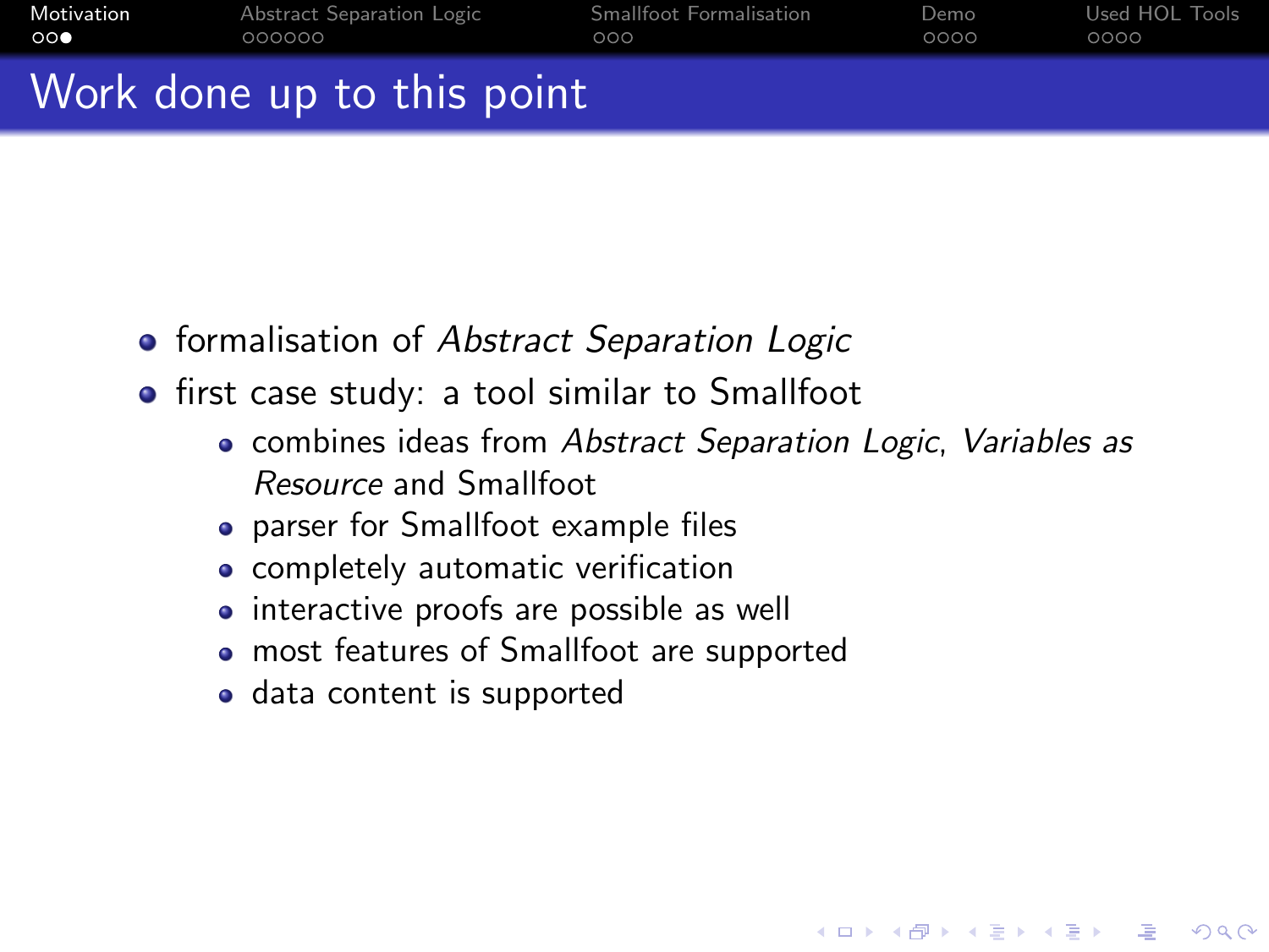# Work done up to this point

- formalisation of *Abstract Separation Logic*
- first case study: a tool similar to Smallfoot
  - combines ideas from *Abstract Separation Logic*, *Variables as Resource* and Smallfoot
  - parser for Smallfoot example files
  - completely automatic verification
  - interactive proofs are possible as well
  - most features of Smallfoot are supported
  - data content is supported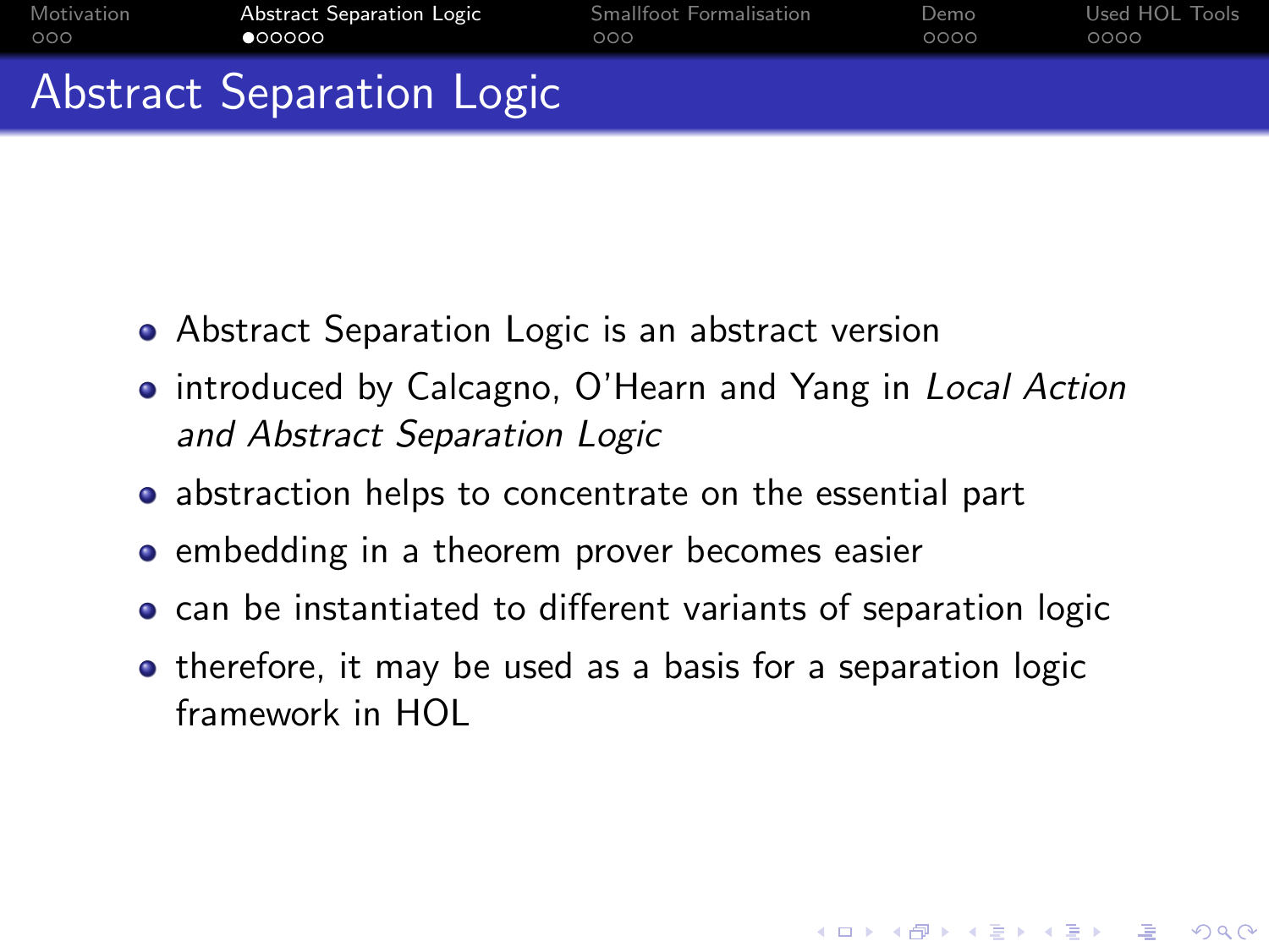# Abstract Separation Logic

- Abstract Separation Logic is an abstract version
- introduced by Calcagno, O'Hearn and Yang in *Local Action and Abstract Separation Logic*
- abstraction helps to concentrate on the essential part
- embedding in a theorem prover becomes easier
- can be instantiated to different variants of separation logic
- therefore, it may be used as a basis for a separation logic framework in HOL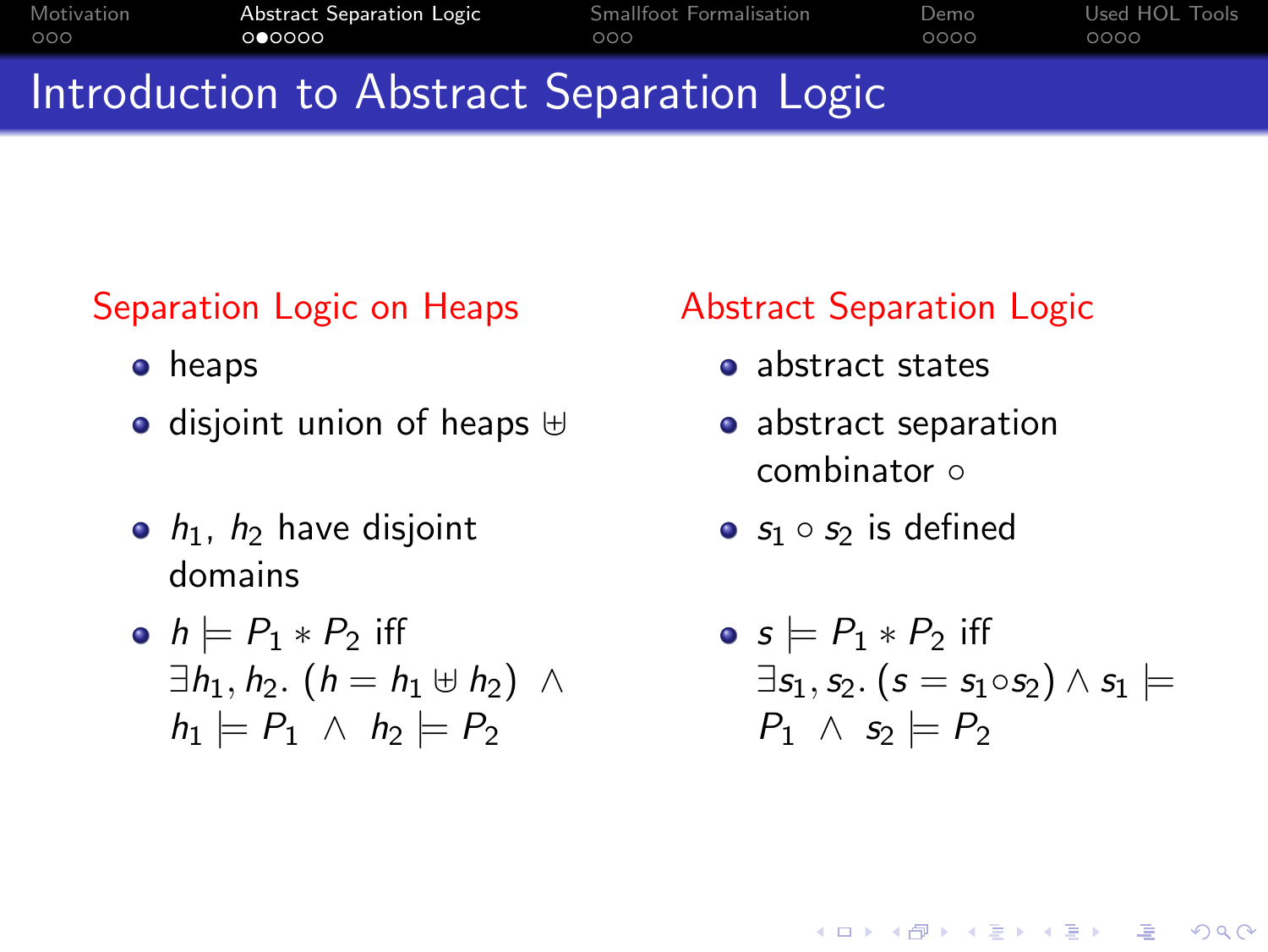# Introduction to Abstract Separation Logic

## Separation Logic on Heaps

- heaps
- disjoint union of heaps $\uplus$
- $h_1$, $h_2$ have disjoint domains
- $h \models P_1 * P_2$ iff $\exists h_1, h_2.\ (h = h_1 \uplus h_2) \ \wedge\ h_1 \models P_1 \ \wedge\ h_2 \models P_2$

## Abstract Separation Logic

- abstract states
- abstract separation combinator $\circ$
- $s_1 \circ s_2$ is defined
- $s \models P_1 * P_2$ iff $\exists s_1, s_2.\ (s = s_1 \circ s_2) \wedge s_1 \models P_1 \ \wedge\ s_2 \models P_2$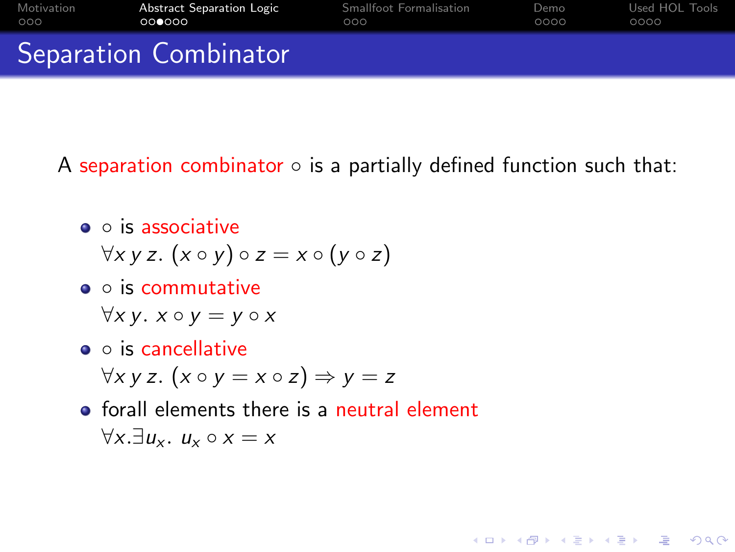# Separation Combinator

A separation combinator $\circ$ is a partially defined function such that:

- $\circ$ is associative
  $\forall x\, y\, z.\ (x \circ y) \circ z = x \circ (y \circ z)$
- $\circ$ is commutative
  $\forall x\, y.\ x \circ y = y \circ x$
- $\circ$ is cancellative
  $\forall x\, y\, z.\ (x \circ y = x \circ z) \Rightarrow y = z$
- forall elements there is a neutral element
  $\forall x. \exists u_x.\ u_x \circ x = x$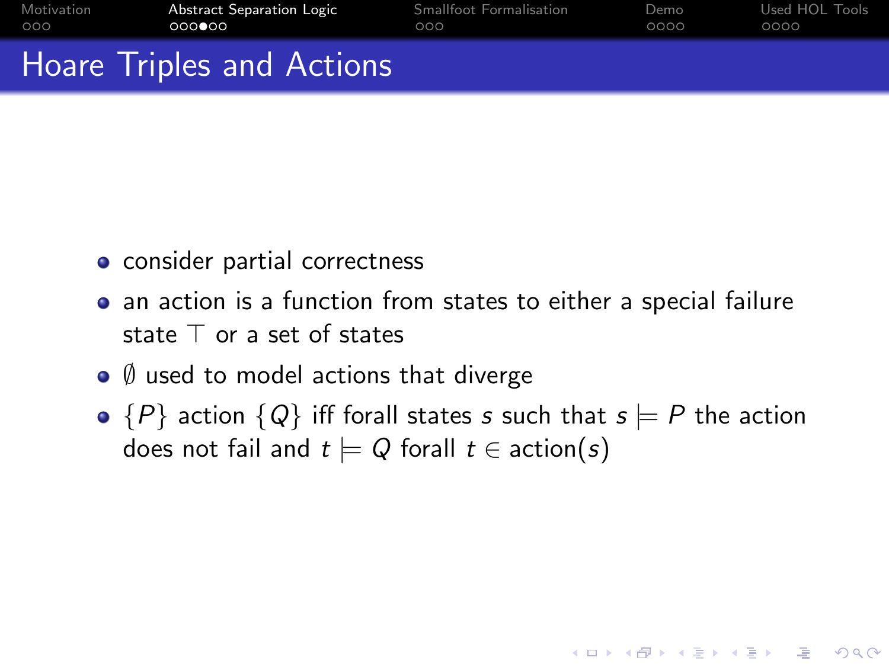# Hoare Triples and Actions

- consider partial correctness
- an action is a function from states to either a special failure state $\top$ or a set of states
- $\emptyset$ used to model actions that diverge
- $\{P\}$ action $\{Q\}$ iff forall states $s$ such that $s \models P$ the action does not fail and $t \models Q$ forall $t \in \text{action}(s)$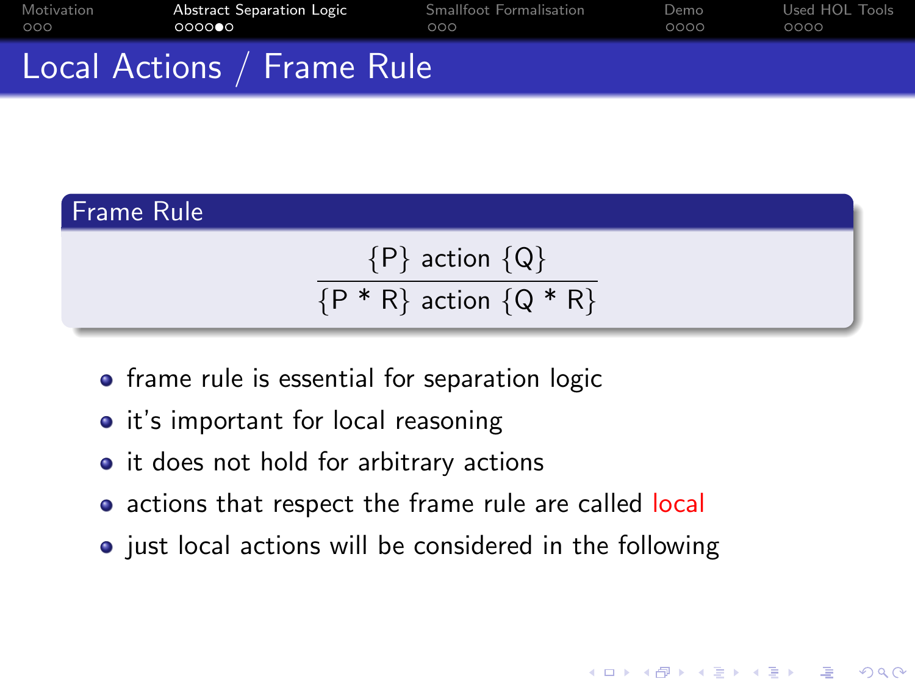# Local Actions / Frame Rule

## Frame Rule

$$\frac{\{P\}\ \text{action}\ \{Q\}}{\{P * R\}\ \text{action}\ \{Q * R\}}$$

- frame rule is essential for separation logic
- it's important for local reasoning
- it does not hold for arbitrary actions
- actions that respect the frame rule are called local
- just local actions will be considered in the following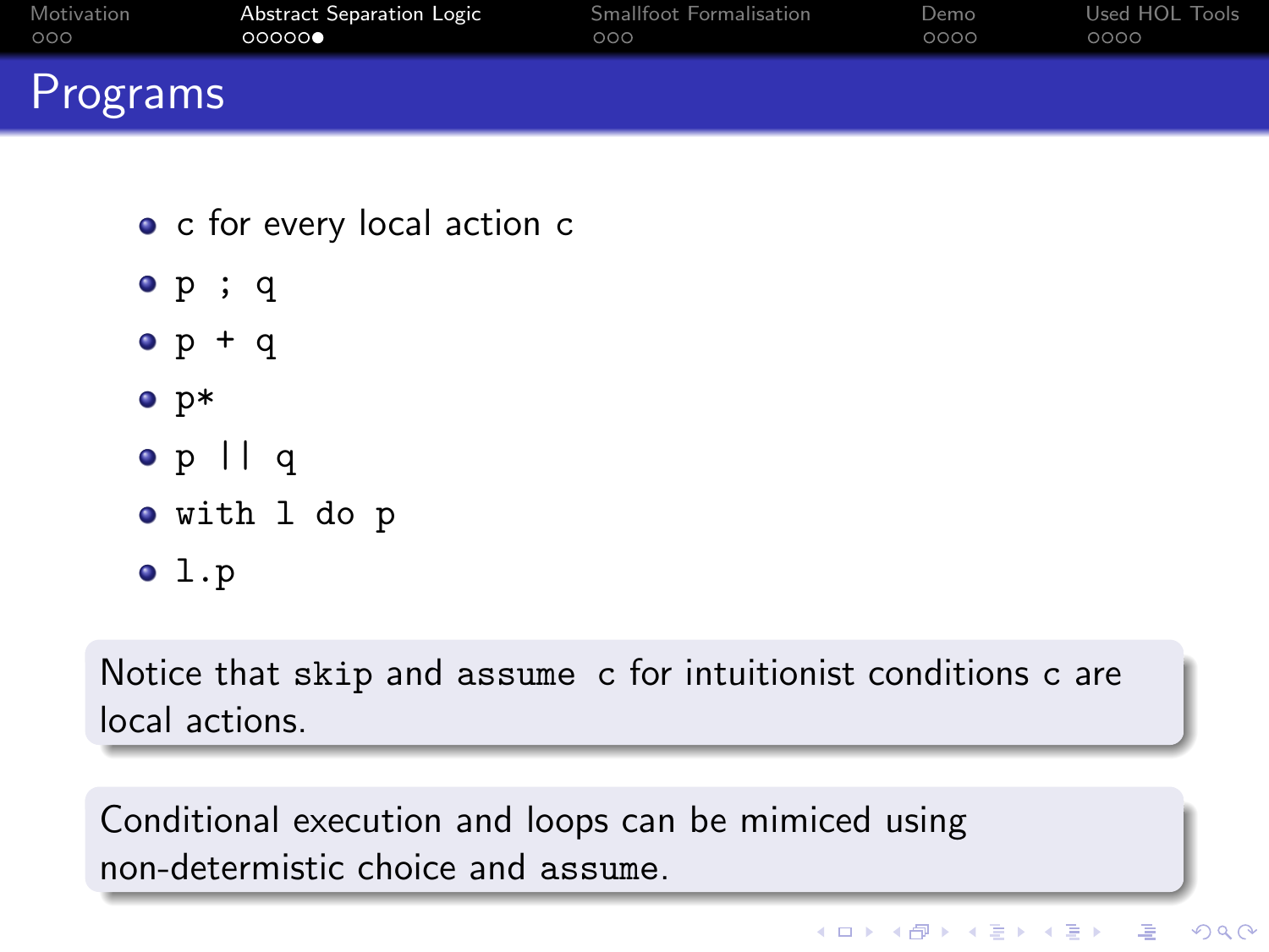# Programs

- c for every local action c
- `p ; q`
- `p + q`
- `p*`
- `p || q`
- `with l do p`
- `l.p`

Notice that `skip` and `assume c` for intuitionist conditions c are local actions.

Conditional execution and loops can be mimiced using non-determistic choice and `assume`.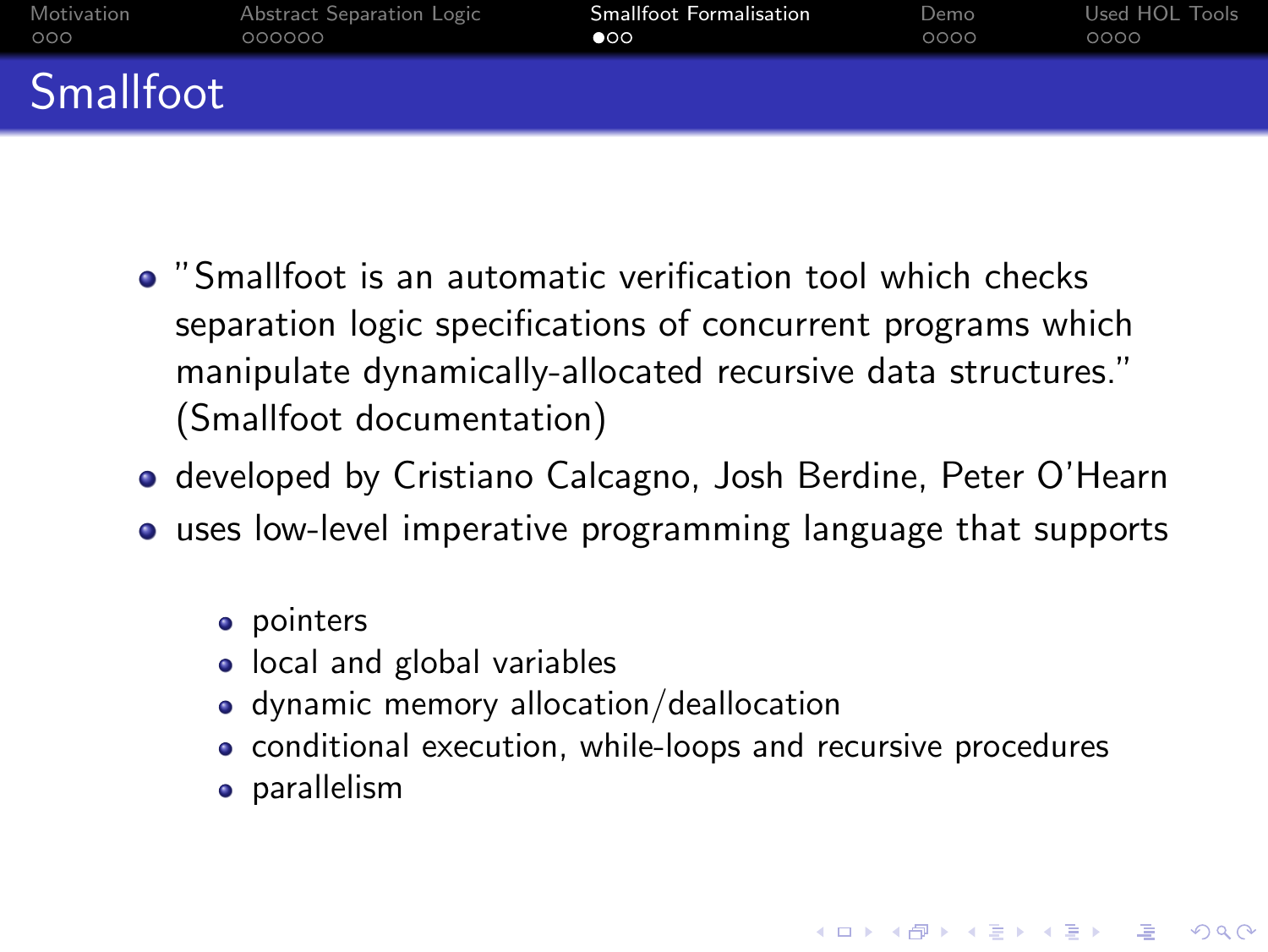# Smallfoot

- "Smallfoot is an automatic verification tool which checks separation logic specifications of concurrent programs which manipulate dynamically-allocated recursive data structures." (Smallfoot documentation)
- developed by Cristiano Calcagno, Josh Berdine, Peter O'Hearn
- uses low-level imperative programming language that supports
  - pointers
  - local and global variables
  - dynamic memory allocation/deallocation
  - conditional execution, while-loops and recursive procedures
  - parallelism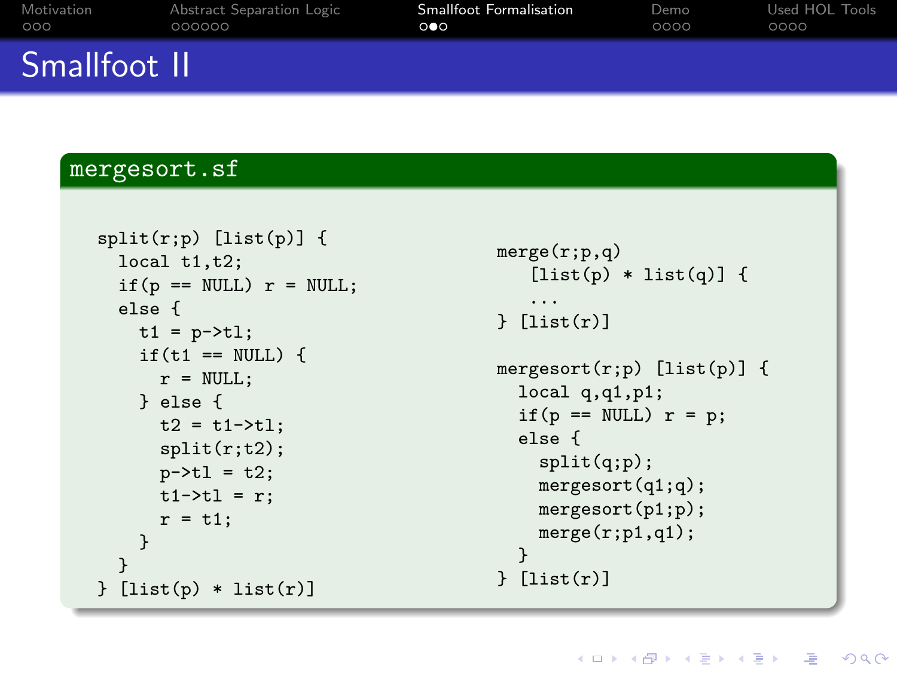# Smallfoot II

**mergesort.sf**

```
split(r;p) [list(p)] {
  local t1,t2;
  if(p == NULL) r = NULL;
  else {
    t1 = p->tl;
    if(t1 == NULL) {
      r = NULL;
    } else {
      t2 = t1->tl;
      split(r;t2);
      p->tl = t2;
      t1->tl = r;
      r = t1;
    }
  }
} [list(p) * list(r)]
```

```
merge(r;p,q)
    [list(p) * list(q)] {
    ...
} [list(r)]

mergesort(r;p) [list(p)] {
  local q,q1,p1;
  if(p == NULL) r = p;
  else {
    split(q;p);
    mergesort(q1;q);
    mergesort(p1;p);
    merge(r;p1,q1);
  }
} [list(r)]
```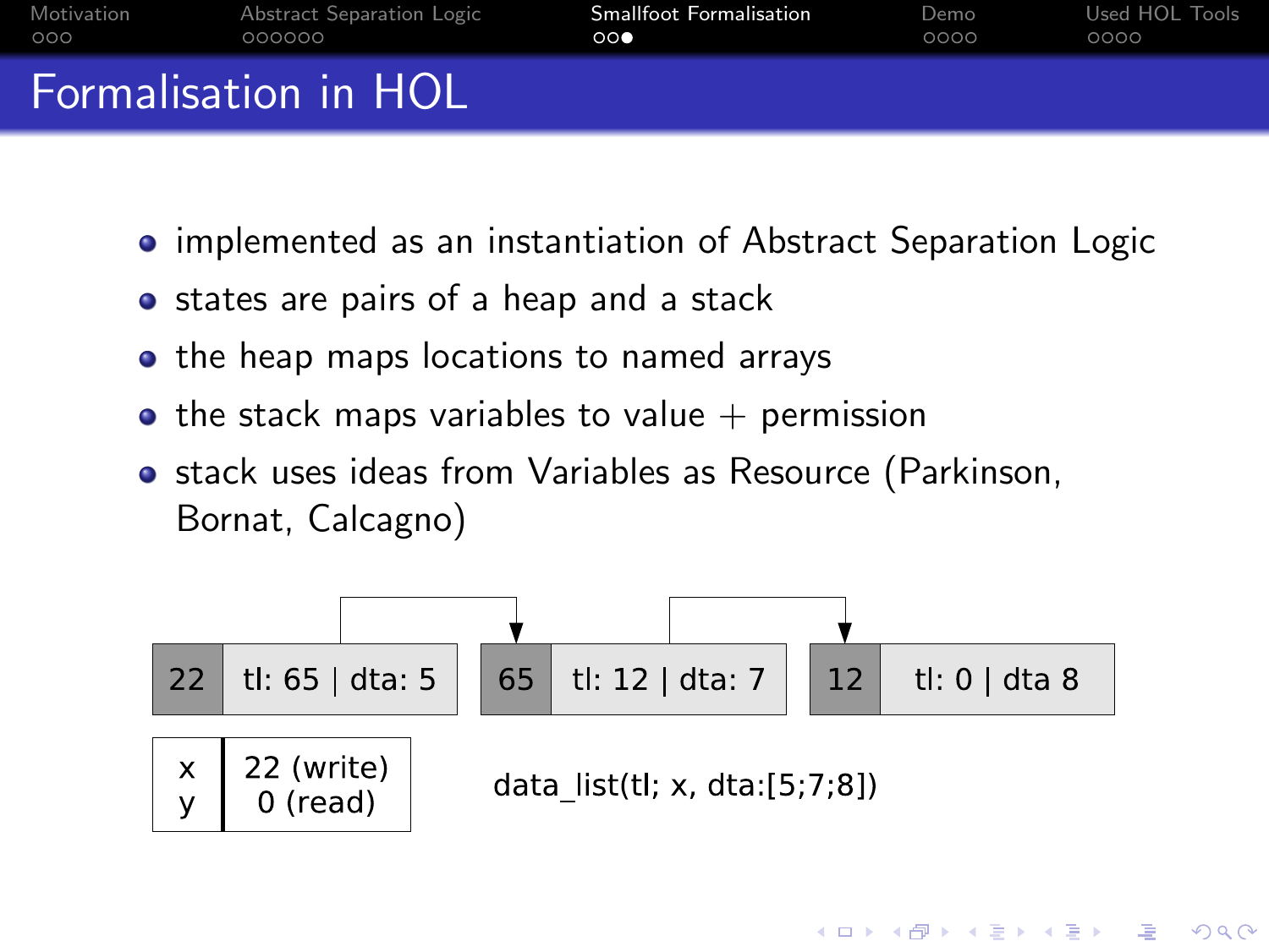# Formalisation in HOL

- implemented as an instantiation of Abstract Separation Logic
- states are pairs of a heap and a stack
- the heap maps locations to named arrays
- the stack maps variables to value + permission
- stack uses ideas from Variables as Resource (Parkinson, Bornat, Calcagno)

| 22 | tl: 65 \| dta: 5 |
|---|---|

| 65 | tl: 12 \| dta: 7 |
|---|---|

| 12 | tl: 0 \| dta 8 |
|---|---|

| | |
|---|---|
| x | 22 (write) |
| y | 0 (read) |

data_list(tl; x, dta:[5;7;8])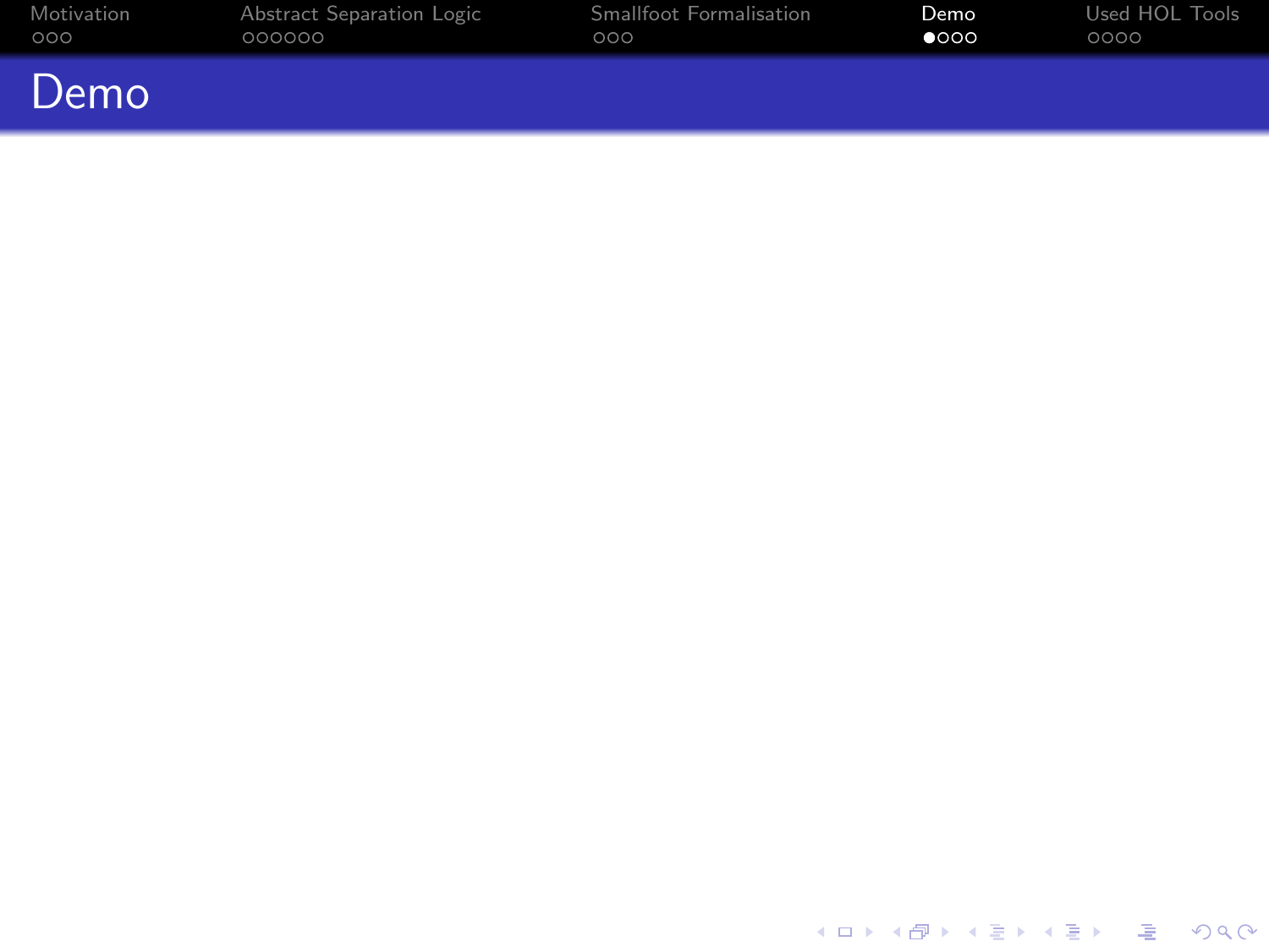# Demo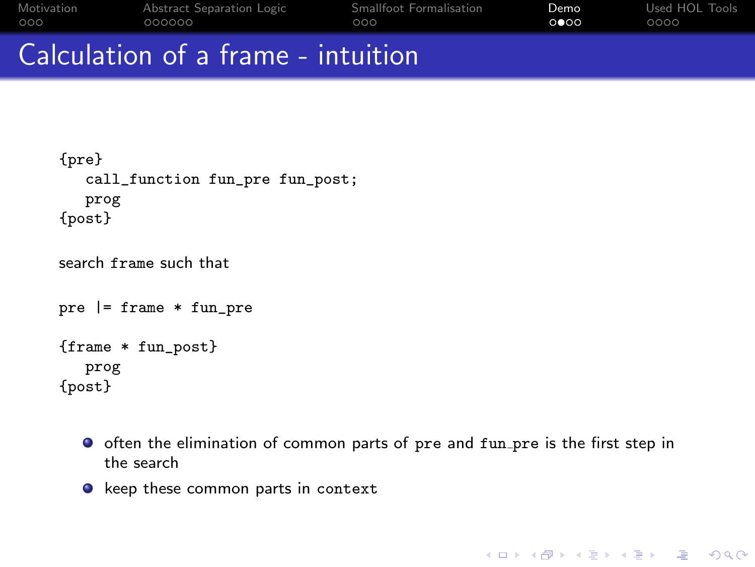# Calculation of a frame - intuition

```
{pre}
   call_function fun_pre fun_post;
   prog
{post}
```

search frame such that

```
pre |= frame * fun_pre
```

```
{frame * fun_post}
   prog
{post}
```

- often the elimination of common parts of pre and fun_pre is the first step in the search
- keep these common parts in context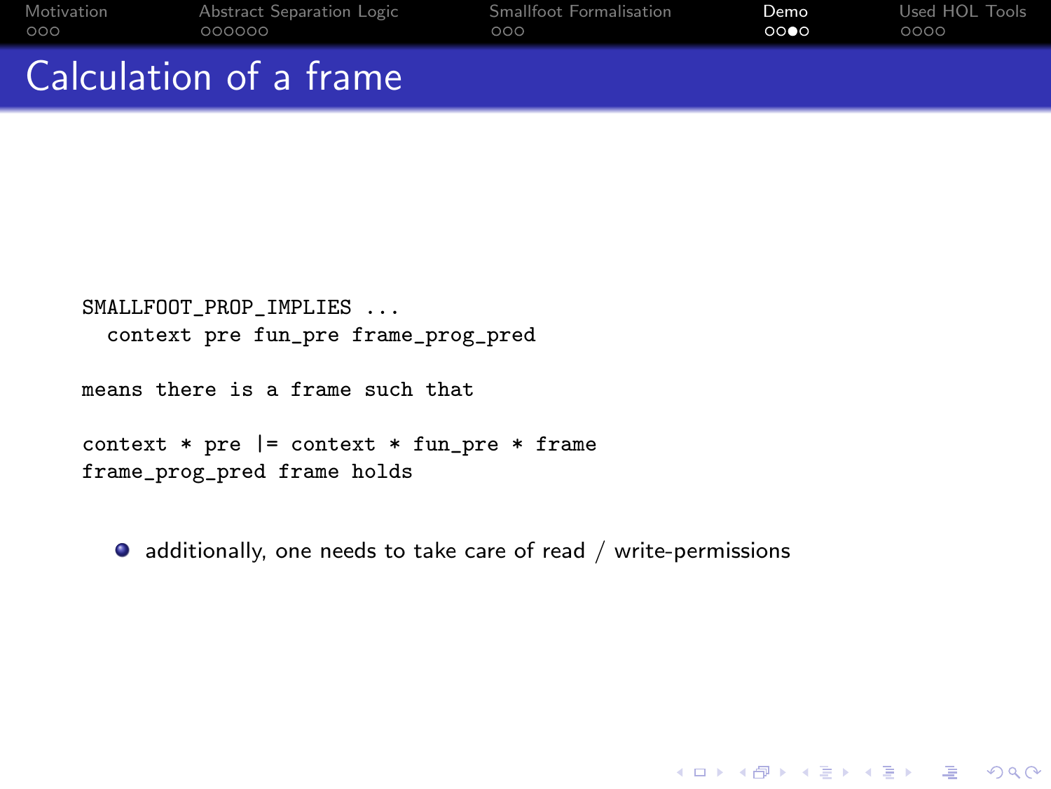# Calculation of a frame

```
SMALLFOOT_PROP_IMPLIES ...
  context pre fun_pre frame_prog_pred

means there is a frame such that

context * pre |= context * fun_pre * frame
frame_prog_pred frame holds
```

- additionally, one needs to take care of read / write-permissions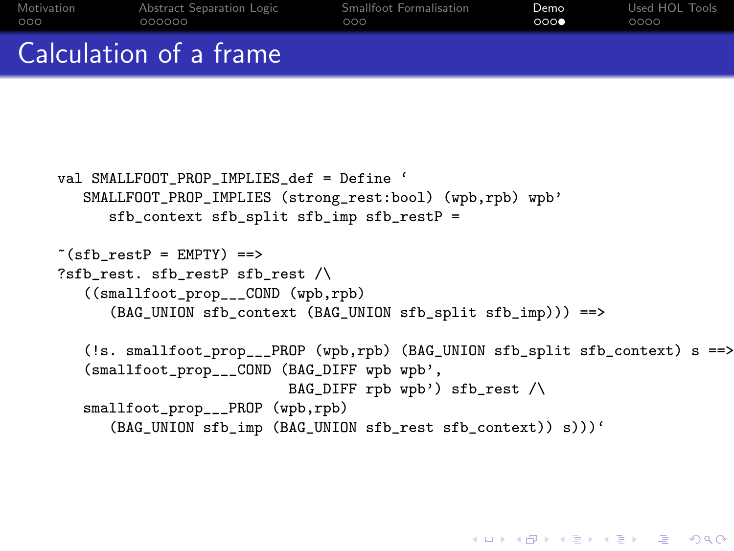## Calculation of a frame

```
val SMALLFOOT_PROP_IMPLIES_def = Define ‘
   SMALLFOOT_PROP_IMPLIES (strong_rest:bool) (wpb,rpb) wpb’
      sfb_context sfb_split sfb_imp sfb_restP =

~(sfb_restP = EMPTY) ==>
?sfb_rest. sfb_restP sfb_rest /\
   ((smallfoot_prop___COND (wpb,rpb)
      (BAG_UNION sfb_context (BAG_UNION sfb_split sfb_imp))) ==>

   (!s. smallfoot_prop___PROP (wpb,rpb) (BAG_UNION sfb_split sfb_context) s ==>
   (smallfoot_prop___COND (BAG_DIFF wpb wpb’,
                           BAG_DIFF rpb wpb’) sfb_rest /\
   smallfoot_prop___PROP (wpb,rpb)
      (BAG_UNION sfb_imp (BAG_UNION sfb_rest sfb_context)) s)))‘
```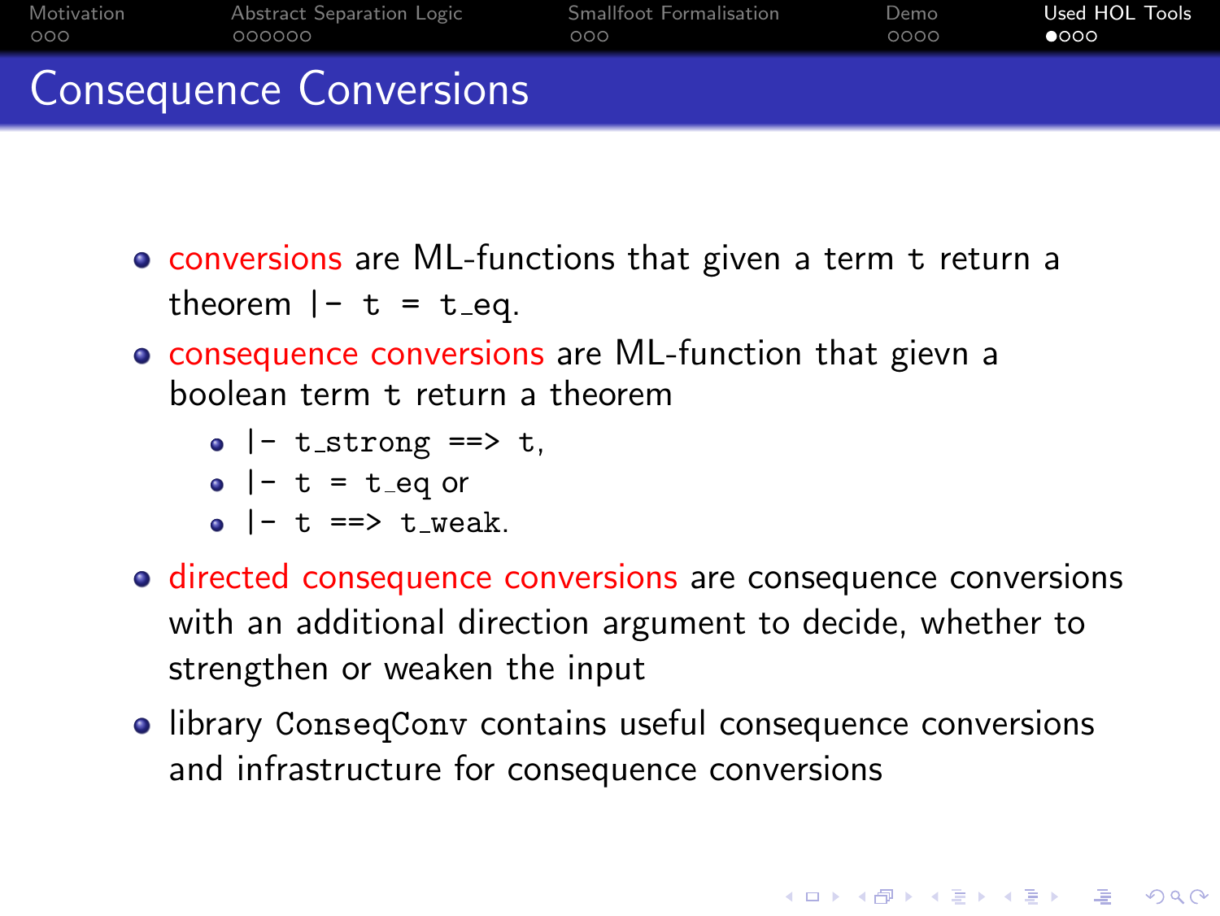# Consequence Conversions

- conversions are ML-functions that given a term `t` return a theorem `|- t = t_eq`.
- consequence conversions are ML-function that gievn a boolean term `t` return a theorem
  - `|- t_strong ==> t`,
  - `|- t = t_eq` or
  - `|- t ==> t_weak`.
- directed consequence conversions are consequence conversions with an additional direction argument to decide, whether to strengthen or weaken the input
- library `ConseqConv` contains useful consequence conversions and infrastructure for consequence conversions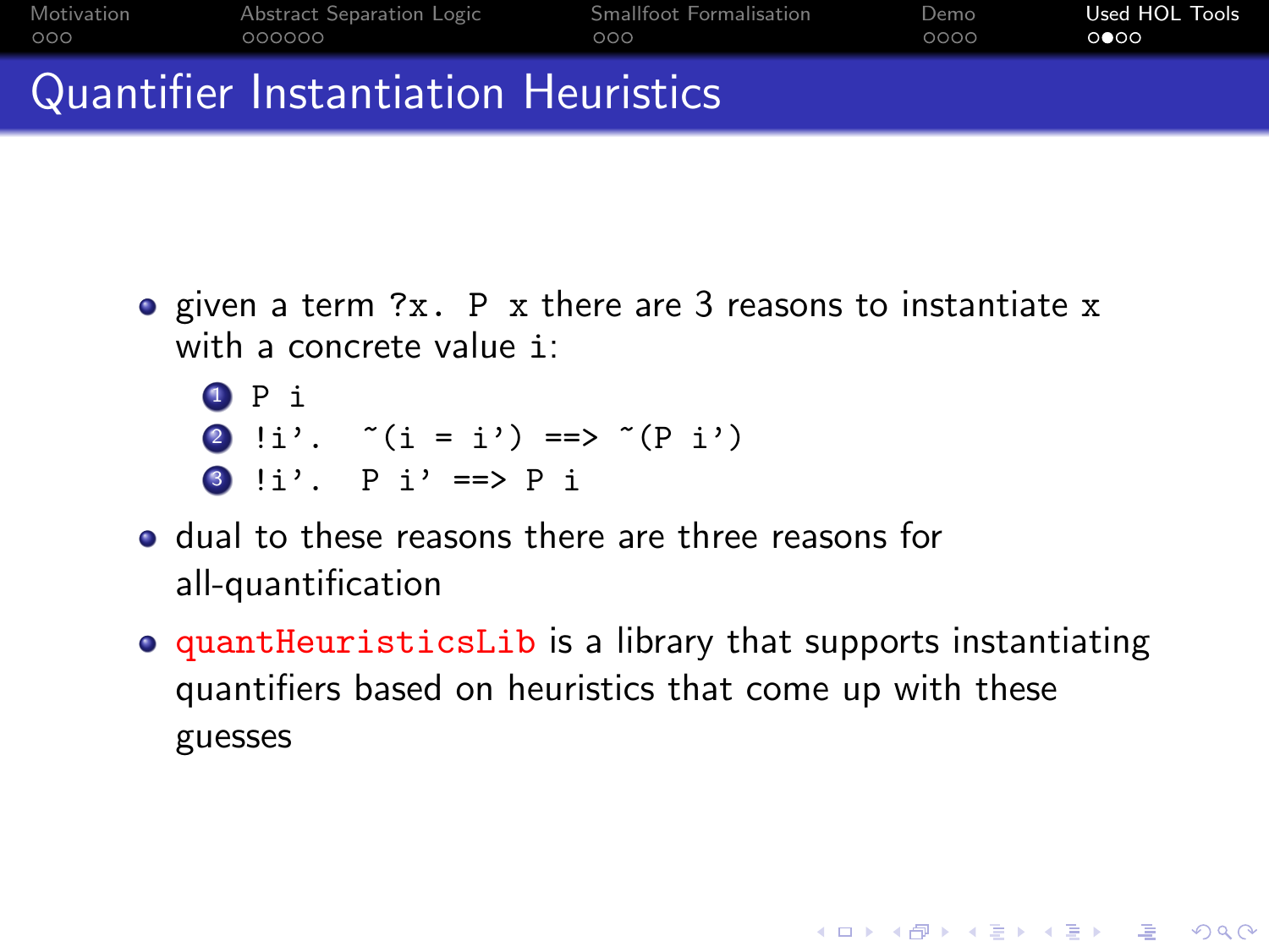# Quantifier Instantiation Heuristics

- given a term `?x. P x` there are 3 reasons to instantiate `x` with a concrete value `i`:
  1. `P i`
  2. `!i'. ~(i = i') ==> ~(P i')`
  3. `!i'. P i' ==> P i`
- dual to these reasons there are three reasons for all-quantification
- `quantHeuristicsLib` is a library that supports instantiating quantifiers based on heuristics that come up with these guesses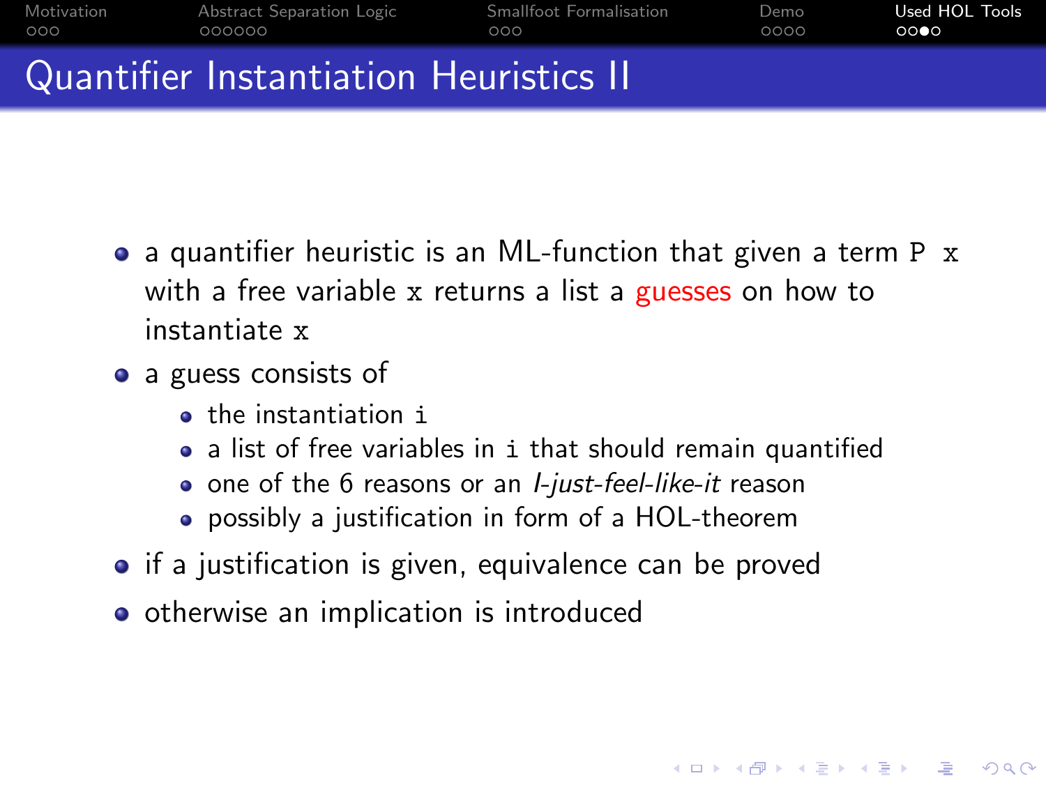# Quantifier Instantiation Heuristics II

- a quantifier heuristic is an ML-function that given a term `P x` with a free variable `x` returns a list a guesses on how to instantiate `x`
- a guess consists of
  - the instantiation `i`
  - a list of free variables in `i` that should remain quantified
  - one of the 6 reasons or an *I-just-feel-like-it* reason
  - possibly a justification in form of a HOL-theorem
- if a justification is given, equivalence can be proved
- otherwise an implication is introduced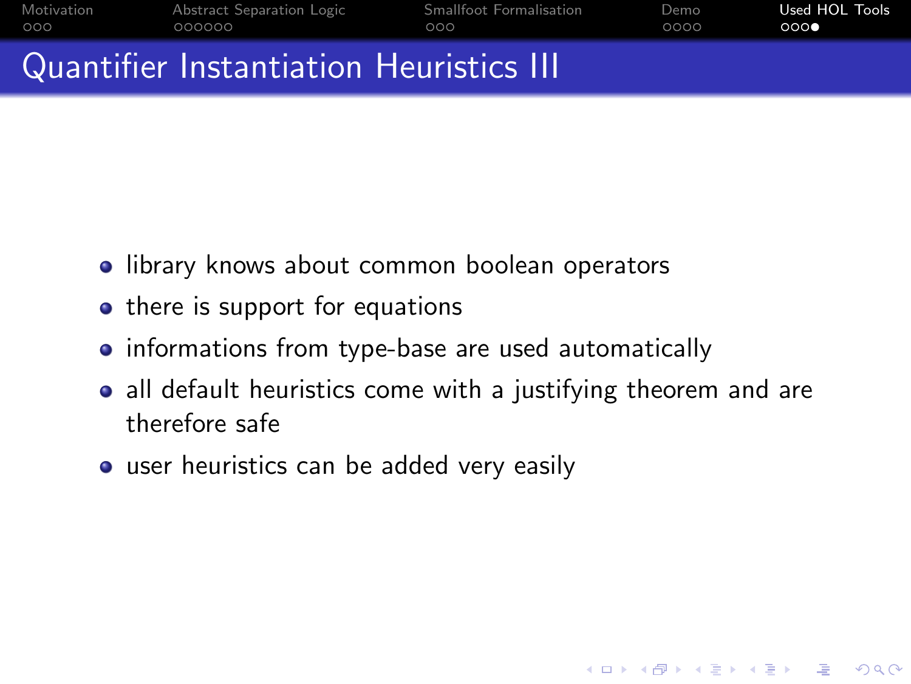# Quantifier Instantiation Heuristics III

- library knows about common boolean operators
- there is support for equations
- informations from type-base are used automatically
- all default heuristics come with a justifying theorem and are therefore safe
- user heuristics can be added very easily